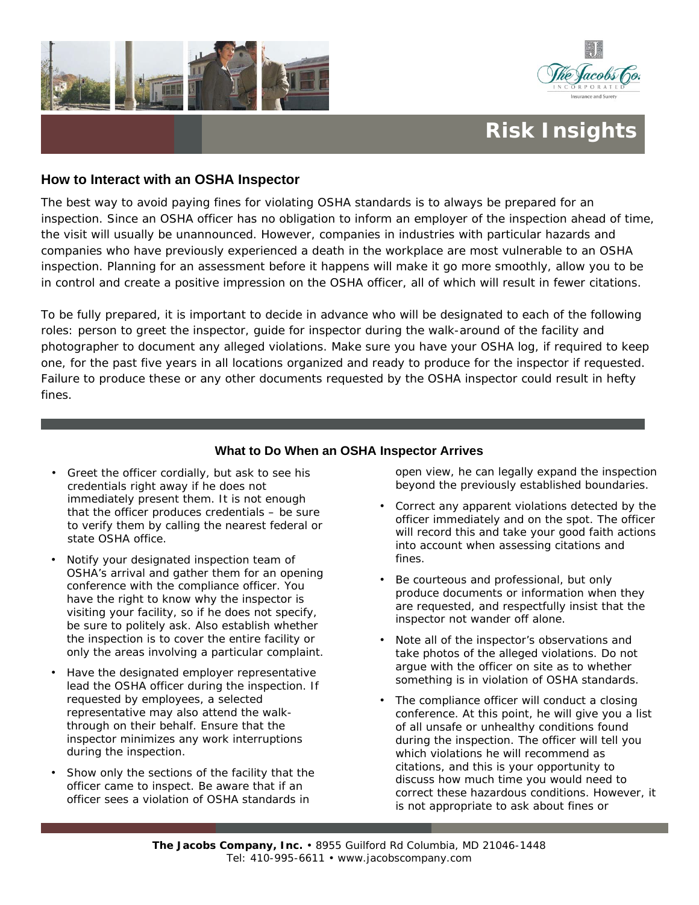# Risk Insights

## How to Interact with an OSHA Inspector

The best way to avoid paying fines for violating OSHA standards is to always be prepared for an inspection. Since an OSHA officer has no obligation to inform an employer of the inspection ahead of time, the visit will usually be unannounced. However, companies in industries with particular hazards and companies who have previously experienced a death in the workplace are most vulnerable to an OSHA inspection. Planning for an assessment before it happens will make it go more smoothly, allow you to be in control and create a positive impression on the OSHA officer, all of which will result in fewer citations.

To be fully prepared, it is important to decide in advance who will be designated to each of the following roles: person to greet the inspector, guide for inspector during the walk-around of the facility and photographer to document any alleged violations. Make sure you have your OSHA log, if required to keep one, for the past five years in all locations organized and ready to produce for the inspector if requested. Failure to produce these or any other documents requested by the OSHA inspector could result in hefty fines.

### What to Do When an OSHA Inspector Arrives

- Greet the officer cordially, but ask to see his credentials right away if he does not immediately present them. It is not enough that the officer produces credentials – be sure to verify them by calling the nearest federal or state OSHA office.
- Notify your designated inspection team of OSHA's arrival and gather them for an opening conference with the compliance officer. You have the right to know why the inspector is visiting your facility, so if he does not specify, be sure to politely ask. Also establish whether the inspection is to cover the entire facility or only the areas involving a particular complaint.
- Have the designated employer representative lead the OSHA officer during the inspection. If requested by employees, a selected representative may also attend the walk-through on their behalf. Ensure that the inspector minimizes any work interruptions during the inspection.
- Show only the sections of the facility that the officer came to inspect. Be aware that if an officer sees a violation of OSHA standards in open view, he can legally expand the inspection beyond the previously established boundaries.
- Correct any apparent violations detected by the officer immediately and on the spot. The officer will record this and take your good faith actions into account when assessing citations and fines.
- Be courteous and professional, but only produce documents or information when they are requested, and respectfully insist that the inspector not wander off alone.
- Note all of the inspector's observations and take photos of the alleged violations. Do not argue with the officer on site as to whether something is in violation of OSHA standards.
- The compliance officer will conduct a closing conference. At this point, he will give you a list of all unsafe or unhealthy conditions found during the inspection. The officer will tell you which violations he will recommend as citations, and this is your opportunity to discuss how much time you would need to correct these hazardous conditions. However, it is not appropriate to ask about fines or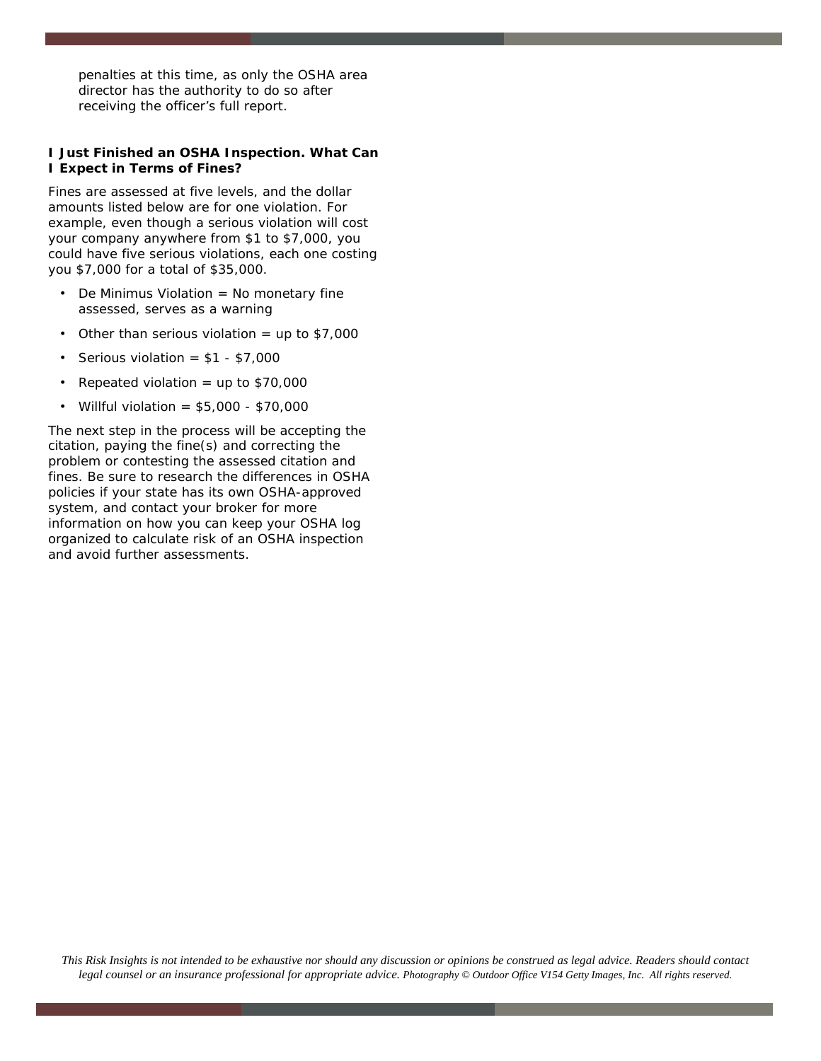penalties at this time, as only the OSHA area director has the authority to do so after receiving the officer's full report.

**I Just Finished an OSHA Inspection. What Can I Expect in Terms of Fines?**

Fines are assessed at five levels, and the dollar amounts listed below are for one violation. For example, even though a serious violation will cost your company anywhere from $1 to $7,000, you could have five serious violations, each one costing you $7,000 for a total of $35,000.

- De Minimus Violation = No monetary fine assessed, serves as a warning
- Other than serious violation = up to $7,000
- Serious violation = $1 - $7,000
- Repeated violation = up to $70,000
- Willful violation = $5,000 - $70,000

The next step in the process will be accepting the citation, paying the fine(s) and correcting the problem or contesting the assessed citation and fines. Be sure to research the differences in OSHA policies if your state has its own OSHA-approved system, and contact your broker for more information on how you can keep your OSHA log organized to calculate risk of an OSHA inspection and avoid further assessments.

*This Risk Insights is not intended to be exhaustive nor should any discussion or opinions be construed as legal advice. Readers should contact legal counsel or an insurance professional for appropriate advice. Photography © Outdoor Office V154 Getty Images, Inc. All rights reserved.*